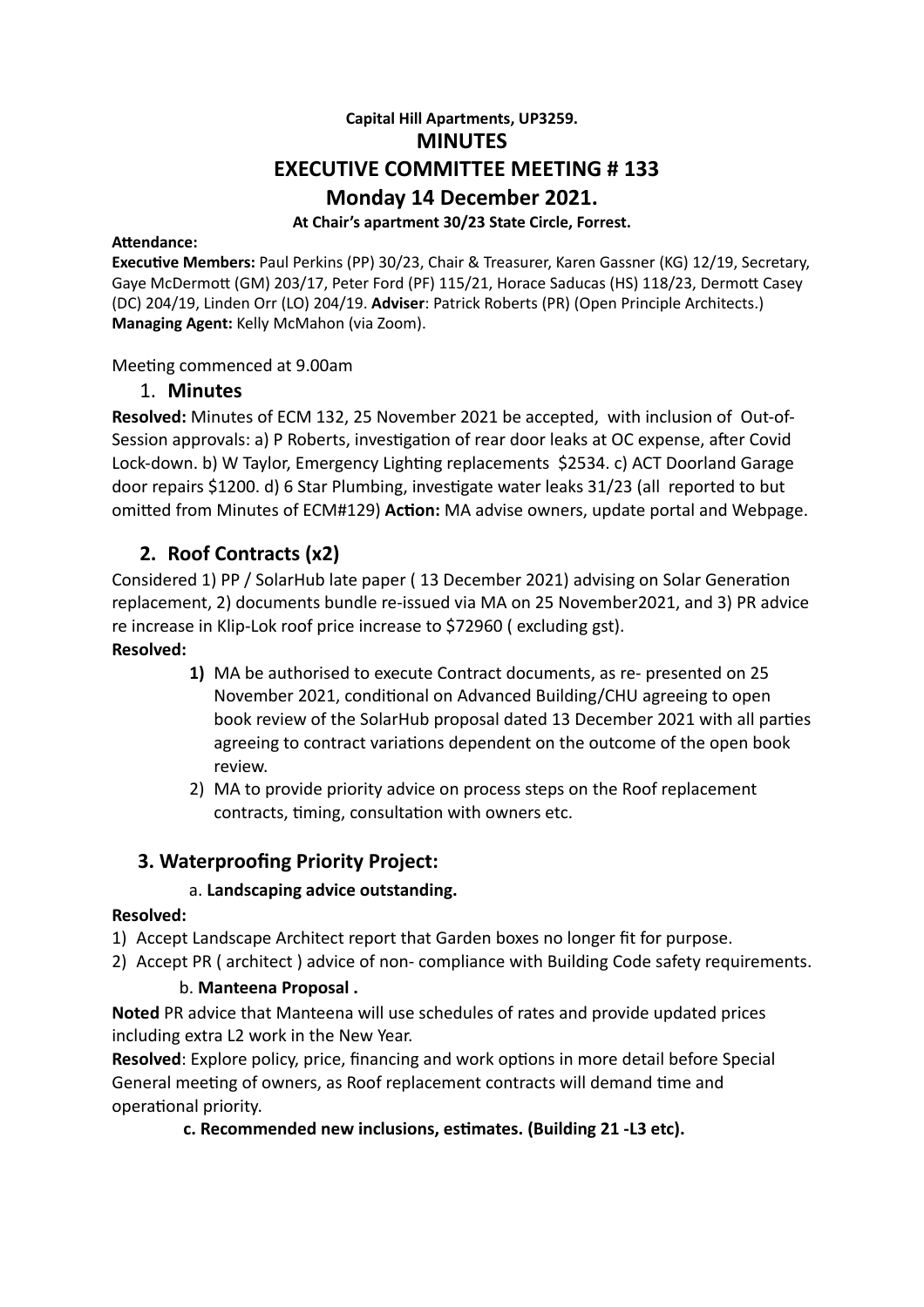**Capital Hill Apartments, UP3259.**

# MINUTES

# EXECUTIVE COMMITTEE MEETING # 133

# Monday 14 December 2021.

**At Chair's apartment 30/23 State Circle, Forrest.**

**Attendance:**

**Executive Members:** Paul Perkins (PP) 30/23, Chair & Treasurer, Karen Gassner (KG) 12/19, Secretary, Gaye McDermott (GM) 203/17, Peter Ford (PF) 115/21, Horace Saducas (HS) 118/23, Dermott Casey (DC) 204/19, Linden Orr (LO) 204/19. **Adviser**: Patrick Roberts (PR) (Open Principle Architects.) **Managing Agent:** Kelly McMahon (via Zoom).

Meeting commenced at 9.00am

## 1. Minutes

**Resolved:** Minutes of ECM 132, 25 November 2021 be accepted, with inclusion of Out-of-Session approvals: a) P Roberts, investigation of rear door leaks at OC expense, after Covid Lock-down. b) W Taylor, Emergency Lighting replacements $2534. c) ACT Doorland Garage door repairs $1200. d) 6 Star Plumbing, investigate water leaks 31/23 (all reported to but omitted from Minutes of ECM#129) **Action:** MA advise owners, update portal and Webpage.

## 2. Roof Contracts (x2)

Considered 1) PP / SolarHub late paper ( 13 December 2021) advising on Solar Generation replacement, 2) documents bundle re-issued via MA on 25 November2021, and 3) PR advice re increase in Klip-Lok roof price increase to $72960 ( excluding gst).

**Resolved:**

1) MA be authorised to execute Contract documents, as re- presented on 25 November 2021, conditional on Advanced Building/CHU agreeing to open book review of the SolarHub proposal dated 13 December 2021 with all parties agreeing to contract variations dependent on the outcome of the open book review.
2) MA to provide priority advice on process steps on the Roof replacement contracts, timing, consultation with owners etc.

## 3. Waterproofing Priority Project:

### a. Landscaping advice outstanding.

**Resolved:**

1) Accept Landscape Architect report that Garden boxes no longer fit for purpose.
2) Accept PR ( architect ) advice of non- compliance with Building Code safety requirements.

### b. Manteena Proposal .

**Noted** PR advice that Manteena will use schedules of rates and provide updated prices including extra L2 work in the New Year.

**Resolved**: Explore policy, price, financing and work options in more detail before Special General meeting of owners, as Roof replacement contracts will demand time and operational priority.

### c. Recommended new inclusions, estimates. (Building 21 -L3 etc).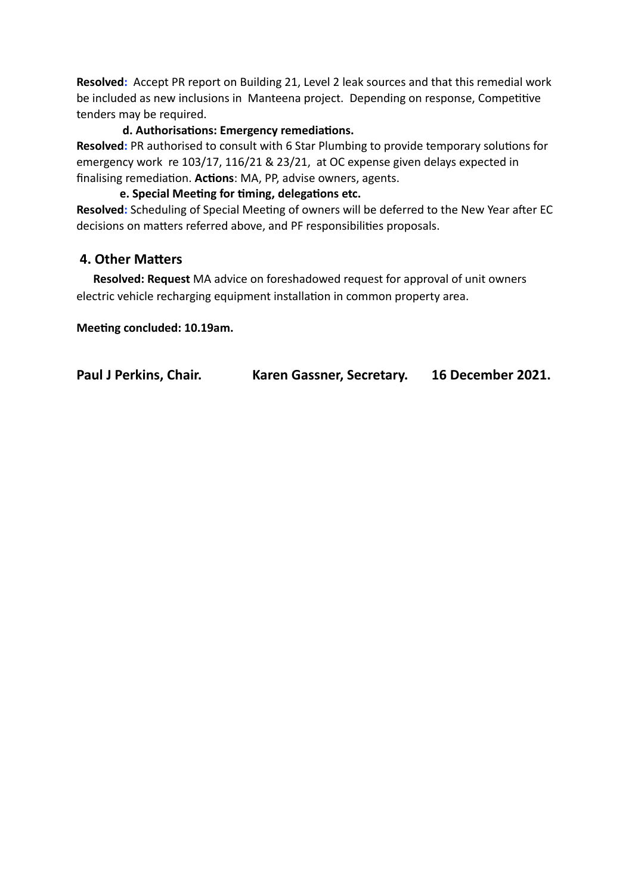**Resolved:** Accept PR report on Building 21, Level 2 leak sources and that this remedial work be included as new inclusions in Manteena project. Depending on response, Competitive tenders may be required.

**d. Authorisations: Emergency remediations.**

**Resolved:** PR authorised to consult with 6 Star Plumbing to provide temporary solutions for emergency work re 103/17, 116/21 & 23/21, at OC expense given delays expected in finalising remediation. **Actions**: MA, PP, advise owners, agents.

**e. Special Meeting for timing, delegations etc.**

**Resolved:** Scheduling of Special Meeting of owners will be deferred to the New Year after EC decisions on matters referred above, and PF responsibilities proposals.

## 4. Other Matters

**Resolved: Request** MA advice on foreshadowed request for approval of unit owners electric vehicle recharging equipment installation in common property area.

**Meeting concluded: 10.19am.**

**Paul J Perkins, Chair.** **Karen Gassner, Secretary.** **16 December 2021.**